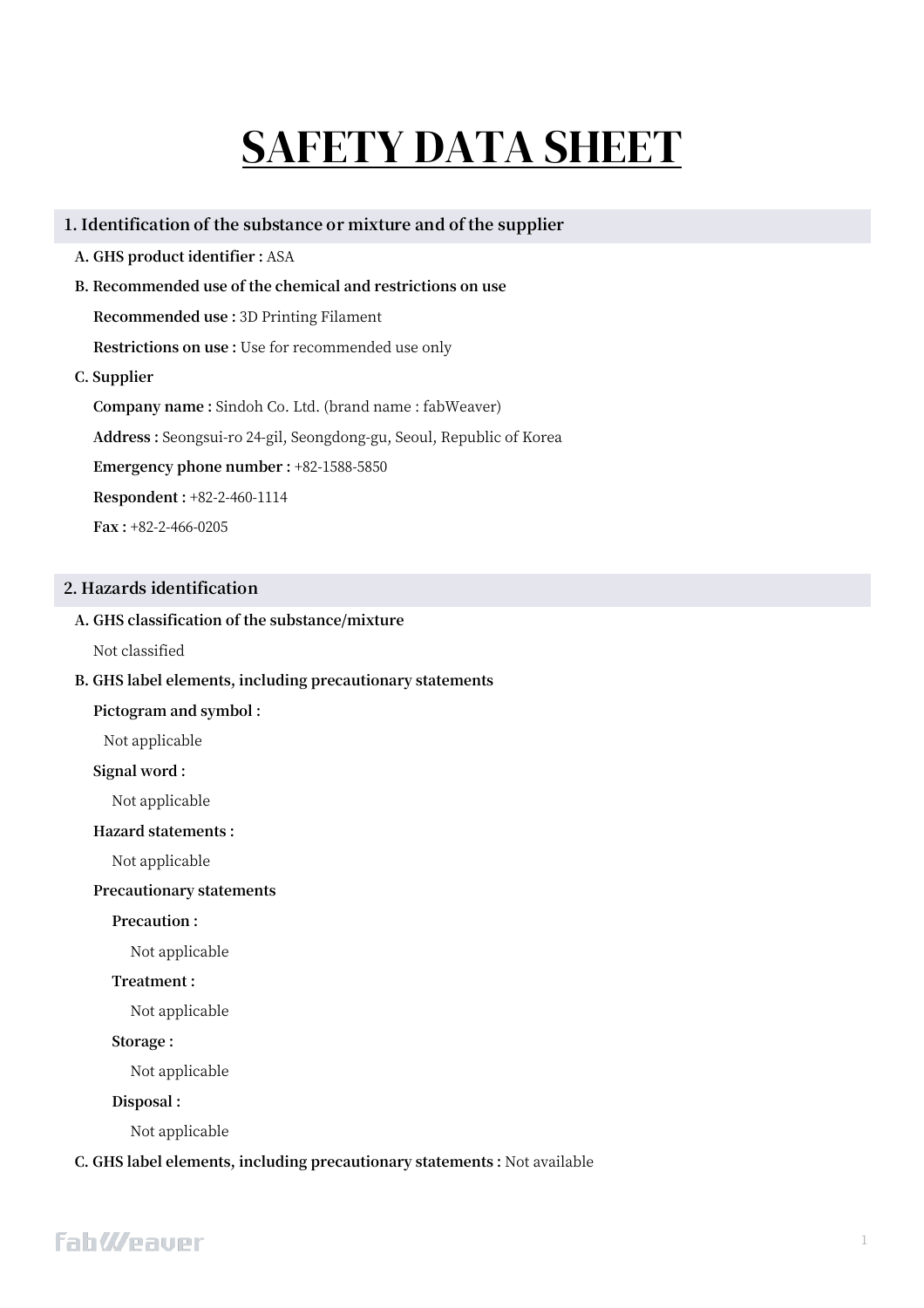# SAFETY DATA SHEET

## 1. Identification of the substance or mixture and of the supplier

**A. GHS product identifier :** ASA

**B. Recommended use of the chemical and restrictions on use**

**Recommended use :** 3D Printing Filament

**Restrictions on use :** Use for recommended use only

**C. Supplier**

**Company name :** Sindoh Co. Ltd. (brand name : fabWeaver)

**Address :** Seongsui-ro 24-gil, Seongdong-gu, Seoul, Republic of Korea

**Emergency phone number :** +82-1588-5850

**Respondent :** +82-2-460-1114

**Fax :** +82-2-466-0205

## 2. Hazards identification

**A. GHS classification of the substance/mixture**

Not classified

**B. GHS label elements, including precautionary statements**

**Pictogram and symbol :**

Not applicable

**Signal word :**

Not applicable

**Hazard statements :**

Not applicable

**Precautionary statements**

**Precaution :**

Not applicable

**Treatment :**

Not applicable

**Storage :**

Not applicable

**Disposal :**

Not applicable

**C. GHS label elements, including precautionary statements :** Not available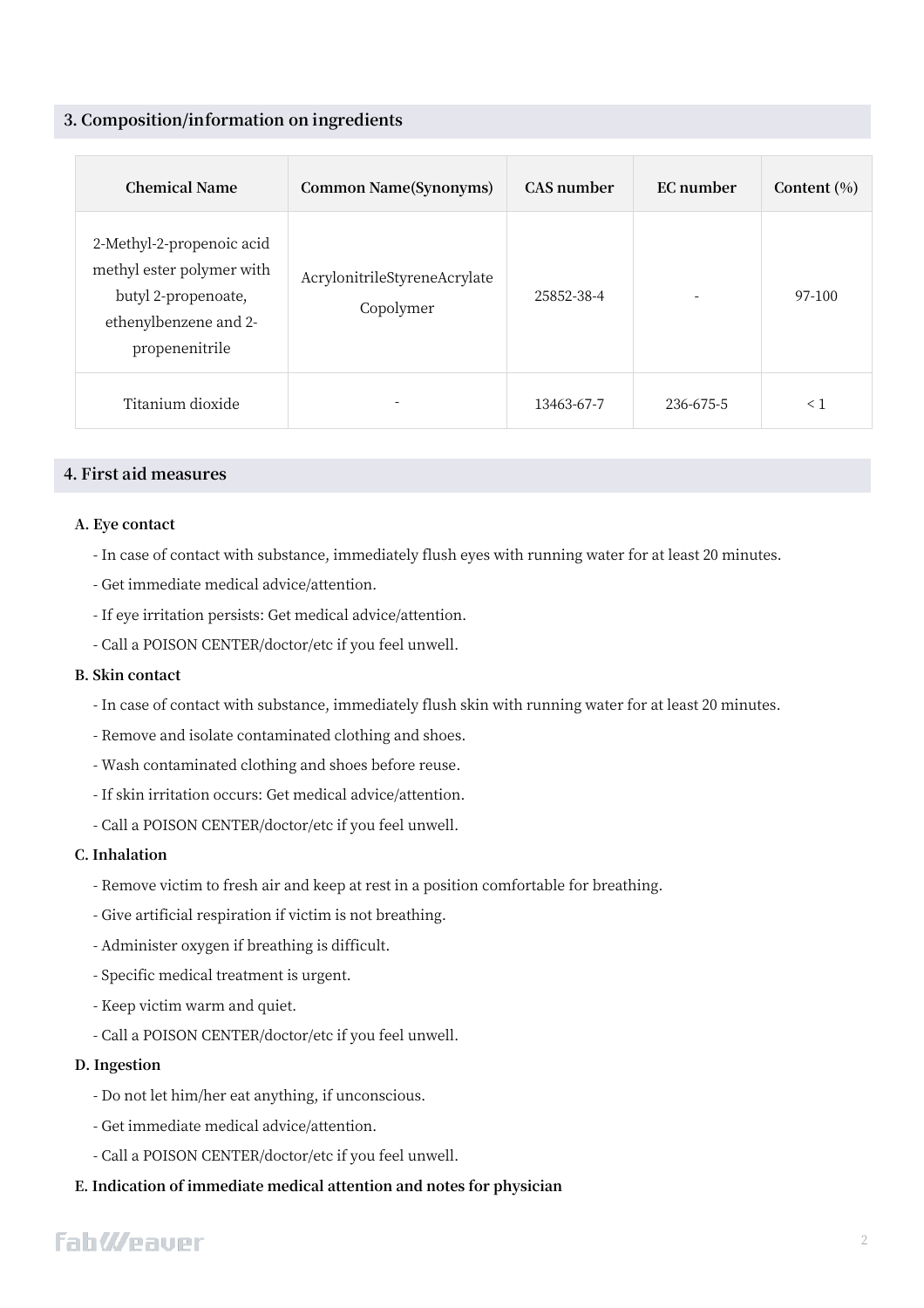## 3. Composition/information on ingredients

| Chemical Name | Common Name(Synonyms) | CAS number | EC number | Content (%) |
|---|---|---|---|---|
| 2-Methyl-2-propenoic acid methyl ester polymer with butyl 2-propenoate, ethenylbenzene and 2-propenenitrile | AcrylonitrileStyreneAcrylate Copolymer | 25852-38-4 | - | 97-100 |
| Titanium dioxide | - | 13463-67-7 | 236-675-5 | < 1 |

## 4. First aid measures

**A. Eye contact**

- In case of contact with substance, immediately flush eyes with running water for at least 20 minutes.
- Get immediate medical advice/attention.
- If eye irritation persists: Get medical advice/attention.
- Call a POISON CENTER/doctor/etc if you feel unwell.

**B. Skin contact**

- In case of contact with substance, immediately flush skin with running water for at least 20 minutes.
- Remove and isolate contaminated clothing and shoes.
- Wash contaminated clothing and shoes before reuse.
- If skin irritation occurs: Get medical advice/attention.
- Call a POISON CENTER/doctor/etc if you feel unwell.

**C. Inhalation**

- Remove victim to fresh air and keep at rest in a position comfortable for breathing.
- Give artificial respiration if victim is not breathing.
- Administer oxygen if breathing is difficult.
- Specific medical treatment is urgent.
- Keep victim warm and quiet.
- Call a POISON CENTER/doctor/etc if you feel unwell.

**D. Ingestion**

- Do not let him/her eat anything, if unconscious.
- Get immediate medical advice/attention.
- Call a POISON CENTER/doctor/etc if you feel unwell.

**E. Indication of immediate medical attention and notes for physician**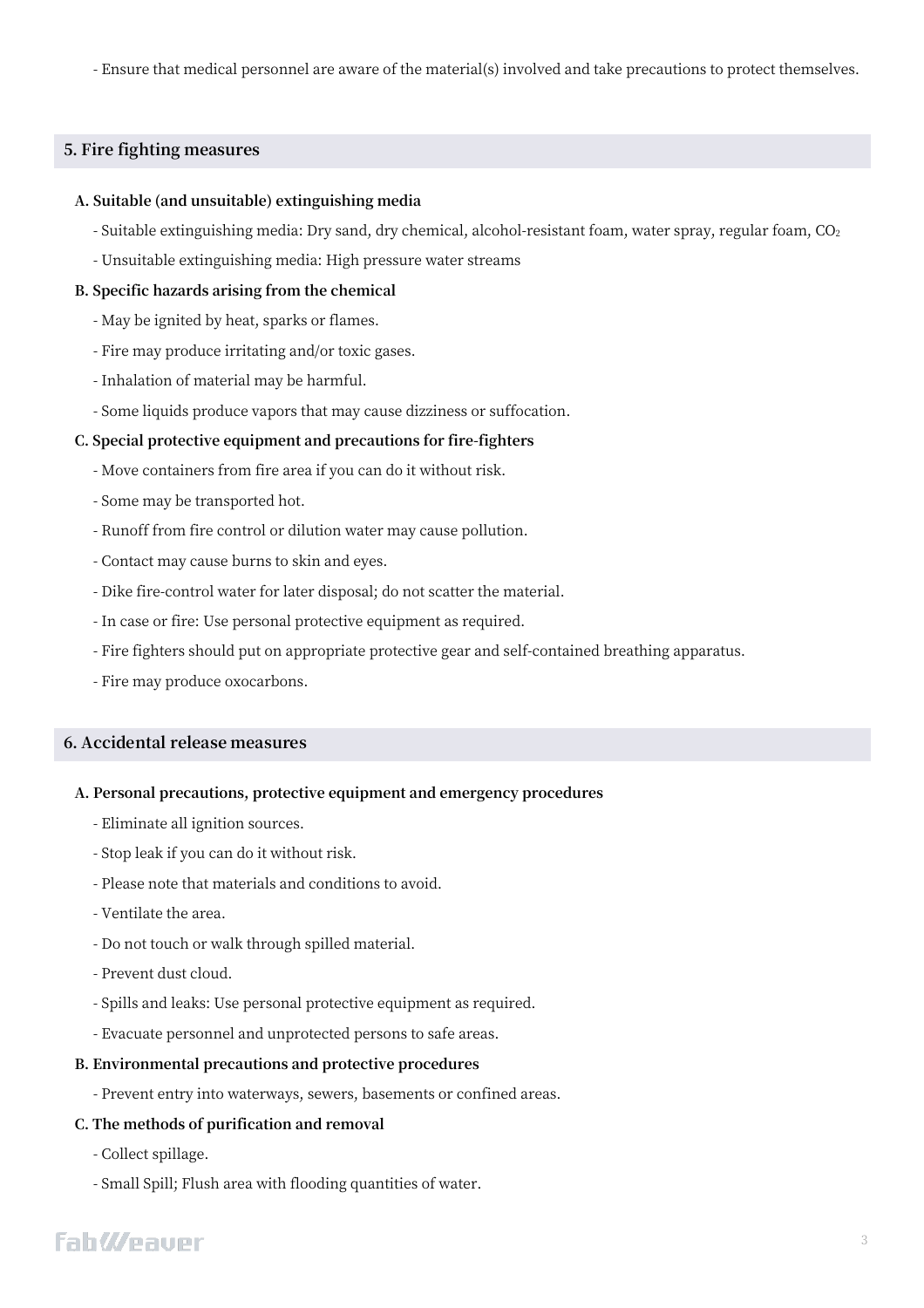- Ensure that medical personnel are aware of the material(s) involved and take precautions to protect themselves.

## 5. Fire fighting measures

### A. Suitable (and unsuitable) extinguishing media

- Suitable extinguishing media: Dry sand, dry chemical, alcohol-resistant foam, water spray, regular foam, $CO_2$
- Unsuitable extinguishing media: High pressure water streams

### B. Specific hazards arising from the chemical

- May be ignited by heat, sparks or flames.
- Fire may produce irritating and/or toxic gases.
- Inhalation of material may be harmful.
- Some liquids produce vapors that may cause dizziness or suffocation.

### C. Special protective equipment and precautions for fire-fighters

- Move containers from fire area if you can do it without risk.
- Some may be transported hot.
- Runoff from fire control or dilution water may cause pollution.
- Contact may cause burns to skin and eyes.
- Dike fire-control water for later disposal; do not scatter the material.
- In case or fire: Use personal protective equipment as required.
- Fire fighters should put on appropriate protective gear and self-contained breathing apparatus.
- Fire may produce oxocarbons.

## 6. Accidental release measures

### A. Personal precautions, protective equipment and emergency procedures

- Eliminate all ignition sources.
- Stop leak if you can do it without risk.
- Please note that materials and conditions to avoid.
- Ventilate the area.
- Do not touch or walk through spilled material.
- Prevent dust cloud.
- Spills and leaks: Use personal protective equipment as required.
- Evacuate personnel and unprotected persons to safe areas.

### B. Environmental precautions and protective procedures

- Prevent entry into waterways, sewers, basements or confined areas.

### C. The methods of purification and removal

- Collect spillage.
- Small Spill; Flush area with flooding quantities of water.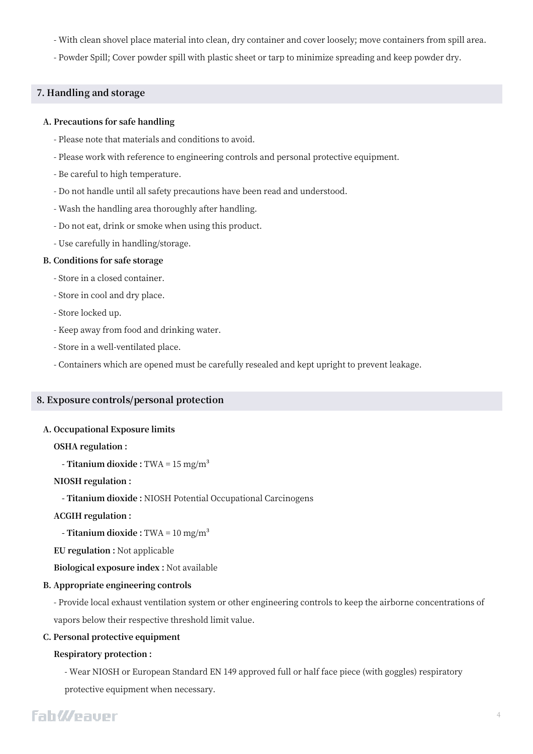- With clean shovel place material into clean, dry container and cover loosely; move containers from spill area.

- Powder Spill; Cover powder spill with plastic sheet or tarp to minimize spreading and keep powder dry.

## 7. Handling and storage

### A. Precautions for safe handling

- Please note that materials and conditions to avoid.
- Please work with reference to engineering controls and personal protective equipment.
- Be careful to high temperature.
- Do not handle until all safety precautions have been read and understood.
- Wash the handling area thoroughly after handling.
- Do not eat, drink or smoke when using this product.
- Use carefully in handling/storage.

### B. Conditions for safe storage

- Store in a closed container.
- Store in cool and dry place.
- Store locked up.
- Keep away from food and drinking water.
- Store in a well-ventilated place.
- Containers which are opened must be carefully resealed and kept upright to prevent leakage.

## 8. Exposure controls/personal protection

### A. Occupational Exposure limits

**OSHA regulation :**

- **Titanium dioxide :** TWA = 15 mg/m$^3$

**NIOSH regulation :**

- **Titanium dioxide :** NIOSH Potential Occupational Carcinogens

**ACGIH regulation :**

- **Titanium dioxide :** TWA = 10 mg/m$^3$

**EU regulation :** Not applicable

**Biological exposure index :** Not available

### B. Appropriate engineering controls

- Provide local exhaust ventilation system or other engineering controls to keep the airborne concentrations of vapors below their respective threshold limit value.

### C. Personal protective equipment

**Respiratory protection :**

- Wear NIOSH or European Standard EN 149 approved full or half face piece (with goggles) respiratory protective equipment when necessary.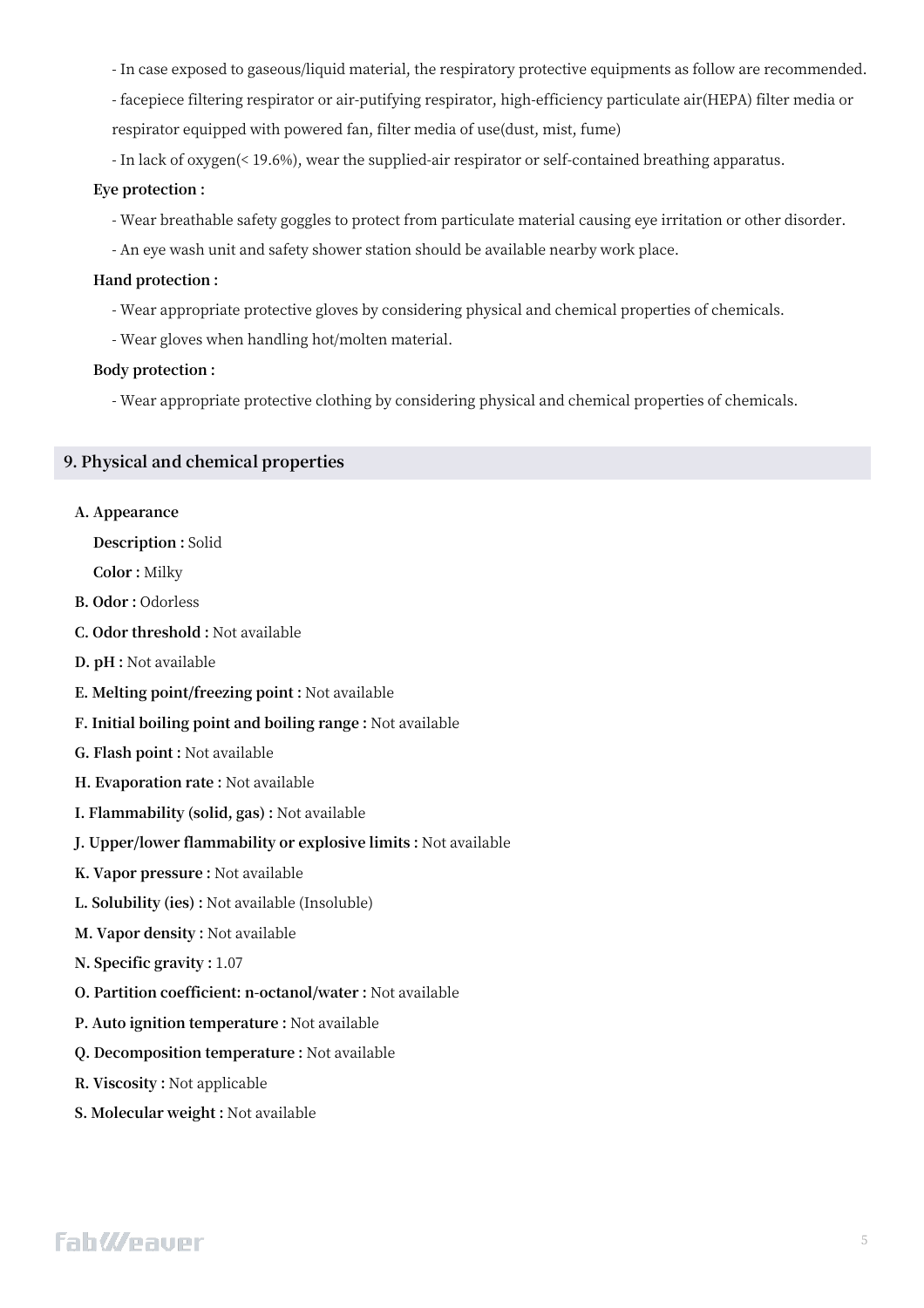- In case exposed to gaseous/liquid material, the respiratory protective equipments as follow are recommended.
- facepiece filtering respirator or air-putifying respirator, high-efficiency particulate air(HEPA) filter media or respirator equipped with powered fan, filter media of use(dust, mist, fume)
- In lack of oxygen(< 19.6%), wear the supplied-air respirator or self-contained breathing apparatus.

**Eye protection :**

- Wear breathable safety goggles to protect from particulate material causing eye irritation or other disorder.
- An eye wash unit and safety shower station should be available nearby work place.

**Hand protection :**

- Wear appropriate protective gloves by considering physical and chemical properties of chemicals.
- Wear gloves when handling hot/molten material.

**Body protection :**

- Wear appropriate protective clothing by considering physical and chemical properties of chemicals.

## 9. Physical and chemical properties

**A. Appearance**

**Description :** Solid

**Color :** Milky

**B. Odor :** Odorless

**C. Odor threshold :** Not available

**D. pH :** Not available

**E. Melting point/freezing point :** Not available

**F. Initial boiling point and boiling range :** Not available

**G. Flash point :** Not available

**H. Evaporation rate :** Not available

**I. Flammability (solid, gas) :** Not available

**J. Upper/lower flammability or explosive limits :** Not available

**K. Vapor pressure :** Not available

**L. Solubility (ies) :** Not available (Insoluble)

**M. Vapor density :** Not available

**N. Specific gravity :** 1.07

**O. Partition coefficient: n-octanol/water :** Not available

**P. Auto ignition temperature :** Not available

**Q. Decomposition temperature :** Not available

**R. Viscosity :** Not applicable

**S. Molecular weight :** Not available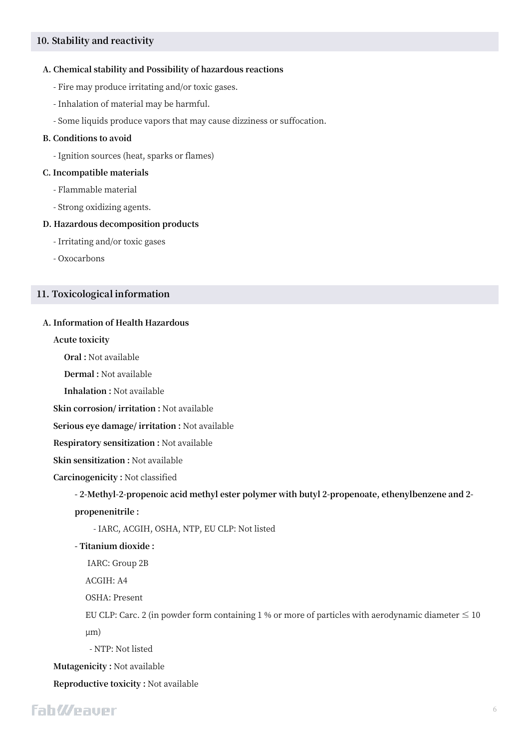## 10. Stability and reactivity

### A. Chemical stability and Possibility of hazardous reactions

- Fire may produce irritating and/or toxic gases.
- Inhalation of material may be harmful.
- Some liquids produce vapors that may cause dizziness or suffocation.

### B. Conditions to avoid

- Ignition sources (heat, sparks or flames)

### C. Incompatible materials

- Flammable material
- Strong oxidizing agents.

### D. Hazardous decomposition products

- Irritating and/or toxic gases
- Oxocarbons

## 11. Toxicological information

### A. Information of Health Hazardous

**Acute toxicity**

**Oral :** Not available

**Dermal :** Not available

**Inhalation :** Not available

**Skin corrosion/ irritation :** Not available

**Serious eye damage/ irritation :** Not available

**Respiratory sensitization :** Not available

**Skin sensitization :** Not available

**Carcinogenicity :** Not classified

- **2-Methyl-2-propenoic acid methyl ester polymer with butyl 2-propenoate, ethenylbenzene and 2-propenenitrile :**
  - IARC, ACGIH, OSHA, NTP, EU CLP: Not listed
- **Titanium dioxide :**
  IARC: Group 2B
  ACGIH: A4
  OSHA: Present
  EU CLP: Carc. 2 (in powder form containing 1 % or more of particles with aerodynamic diameter ≤ 10 μm)
  - NTP: Not listed

**Mutagenicity :** Not available

**Reproductive toxicity :** Not available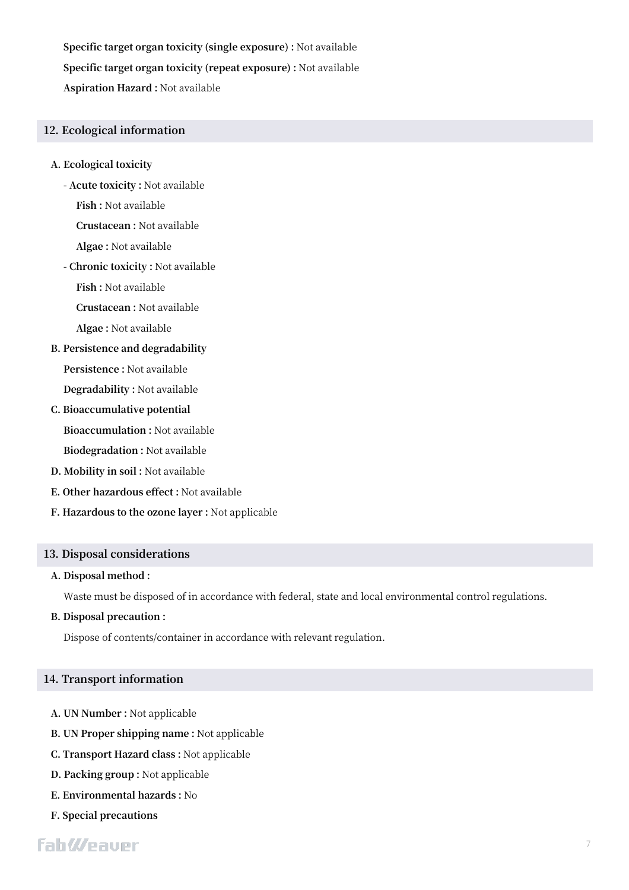**Specific target organ toxicity (single exposure) :** Not available

**Specific target organ toxicity (repeat exposure) :** Not available

**Aspiration Hazard :** Not available

## 12. Ecological information

**A. Ecological toxicity**

- **Acute toxicity :** Not available

  **Fish :** Not available

  **Crustacean :** Not available

  **Algae :** Not available

- **Chronic toxicity :** Not available

  **Fish :** Not available

  **Crustacean :** Not available

  **Algae :** Not available

**B. Persistence and degradability**

**Persistence :** Not available

**Degradability :** Not available

**C. Bioaccumulative potential**

**Bioaccumulation :** Not available

**Biodegradation :** Not available

**D. Mobility in soil :** Not available

**E. Other hazardous effect :** Not available

**F. Hazardous to the ozone layer :** Not applicable

## 13. Disposal considerations

**A. Disposal method :**

Waste must be disposed of in accordance with federal, state and local environmental control regulations.

**B. Disposal precaution :**

Dispose of contents/container in accordance with relevant regulation.

## 14. Transport information

**A. UN Number :** Not applicable

**B. UN Proper shipping name :** Not applicable

**C. Transport Hazard class :** Not applicable

**D. Packing group :** Not applicable

**E. Environmental hazards :** No

**F. Special precautions**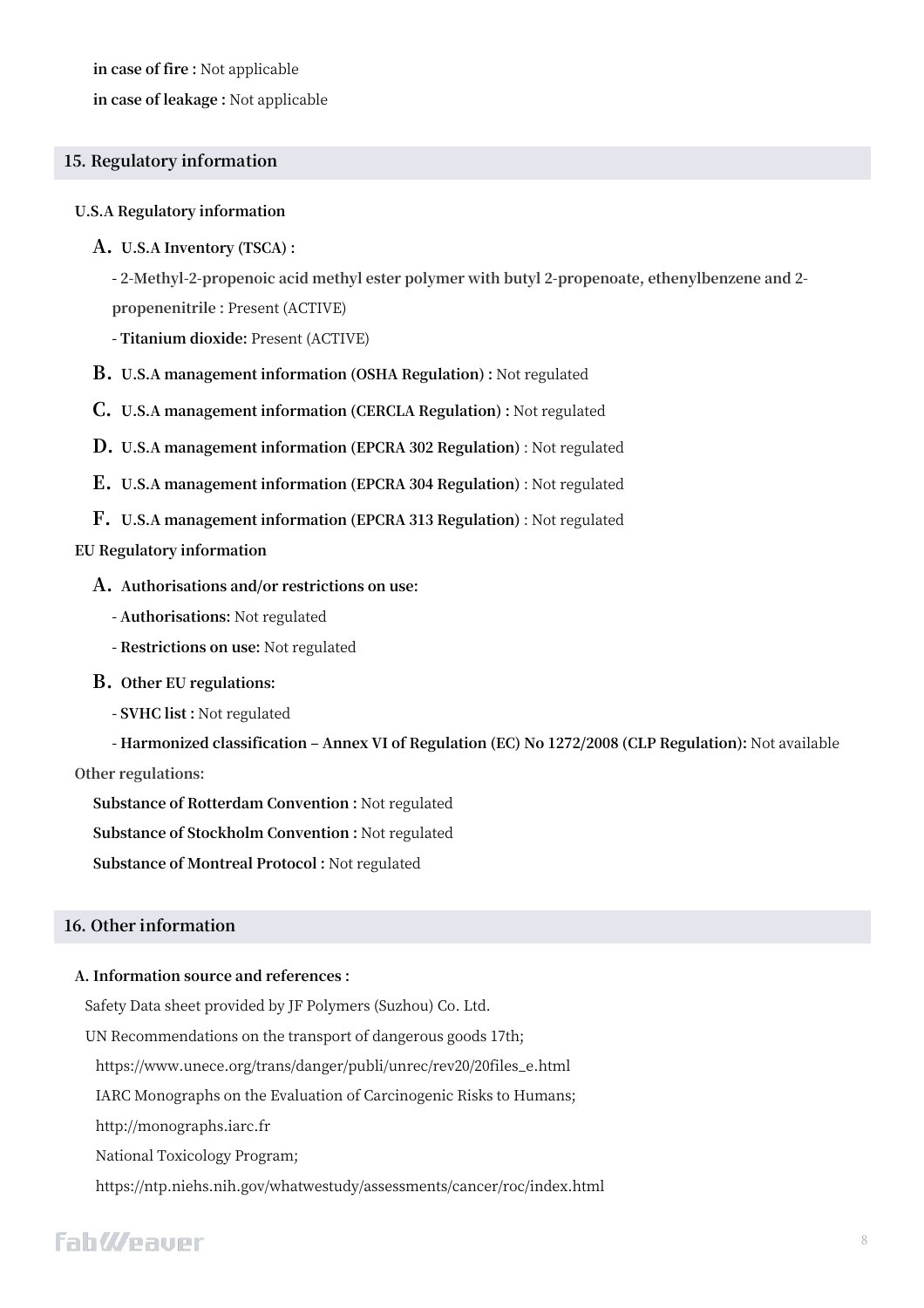**in case of fire :** Not applicable

**in case of leakage :** Not applicable

## 15. Regulatory information

**U.S.A Regulatory information**

**A. U.S.A Inventory (TSCA) :**

- **2-Methyl-2-propenoic acid methyl ester polymer with butyl 2-propenoate, ethenylbenzene and 2-propenenitrile :** Present (ACTIVE)
- **Titanium dioxide:** Present (ACTIVE)

**B. U.S.A management information (OSHA Regulation) :** Not regulated

**C. U.S.A management information (CERCLA Regulation) :** Not regulated

**D. U.S.A management information (EPCRA 302 Regulation)** : Not regulated

**E. U.S.A management information (EPCRA 304 Regulation)** : Not regulated

**F. U.S.A management information (EPCRA 313 Regulation)** : Not regulated

**EU Regulatory information**

**A. Authorisations and/or restrictions on use:**

- **Authorisations:** Not regulated
- **Restrictions on use:** Not regulated

**B. Other EU regulations:**

- **SVHC list :** Not regulated
- **Harmonized classification – Annex VI of Regulation (EC) No 1272/2008 (CLP Regulation):** Not available

**Other regulations:**

**Substance of Rotterdam Convention :** Not regulated

**Substance of Stockholm Convention :** Not regulated

**Substance of Montreal Protocol :** Not regulated

## 16. Other information

**A. Information source and references :**

Safety Data sheet provided by JF Polymers (Suzhou) Co. Ltd.

UN Recommendations on the transport of dangerous goods 17th;

https://www.unece.org/trans/danger/publi/unrec/rev20/20files_e.html

IARC Monographs on the Evaluation of Carcinogenic Risks to Humans;

http://monographs.iarc.fr

National Toxicology Program;

https://ntp.niehs.nih.gov/whatwestudy/assessments/cancer/roc/index.html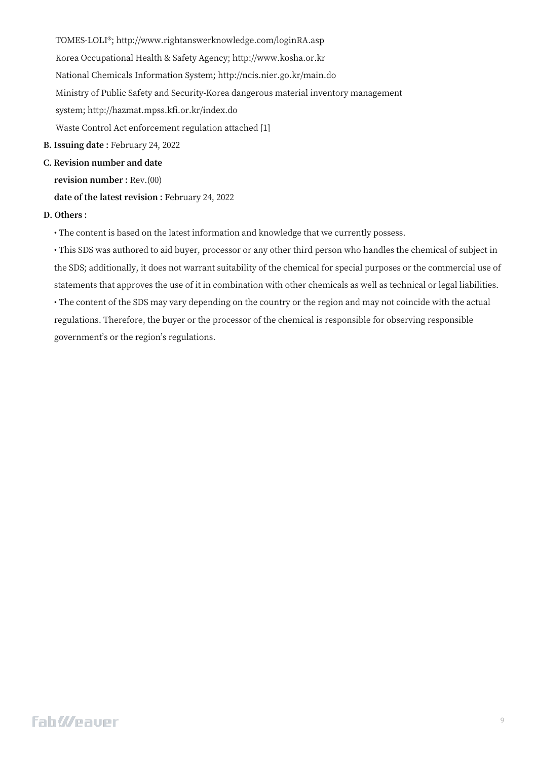TOMES-LOLI®; http://www.rightanswerknowledge.com/loginRA.asp

Korea Occupational Health & Safety Agency; http://www.kosha.or.kr

National Chemicals Information System; http://ncis.nier.go.kr/main.do

Ministry of Public Safety and Security-Korea dangerous material inventory management system; http://hazmat.mpss.kfi.or.kr/index.do

Waste Control Act enforcement regulation attached [1]

**B. Issuing date :** February 24, 2022

**C. Revision number and date**

**revision number :** Rev.(00)

**date of the latest revision :** February 24, 2022

**D. Others :**

• The content is based on the latest information and knowledge that we currently possess.

• This SDS was authored to aid buyer, processor or any other third person who handles the chemical of subject in the SDS; additionally, it does not warrant suitability of the chemical for special purposes or the commercial use of statements that approves the use of it in combination with other chemicals as well as technical or legal liabilities.

• The content of the SDS may vary depending on the country or the region and may not coincide with the actual regulations. Therefore, the buyer or the processor of the chemical is responsible for observing responsible government's or the region's regulations.